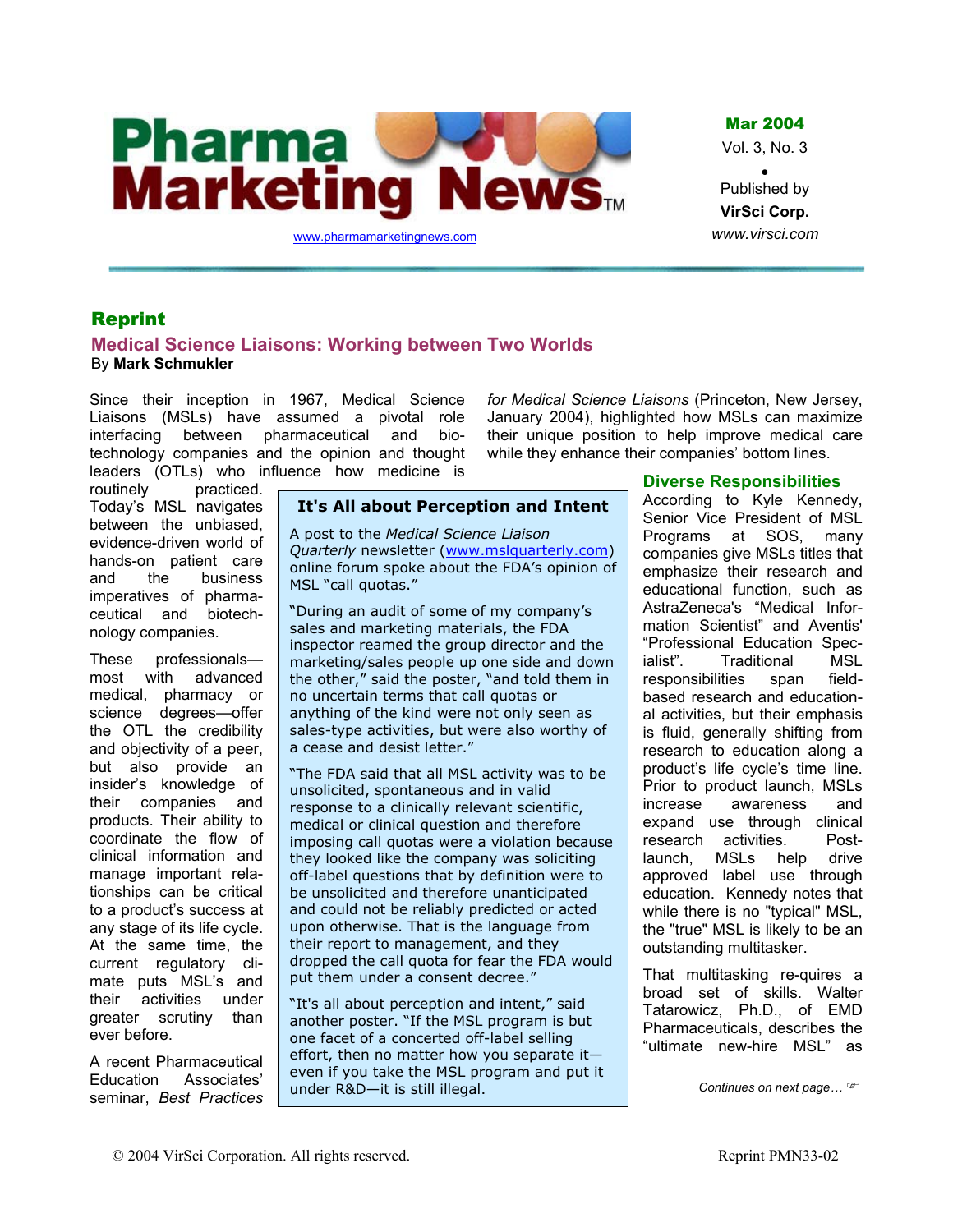# Pharma Marketing News

Mar 2004
Vol. 3, No. 3

Published by **VirSci Corp.**
www.virsci.com

www.pharmamarketingnews.com

## Reprint

## Medical Science Liaisons: Working between Two Worlds

By **Mark Schmukler**

Since their inception in 1967, Medical Science Liaisons (MSLs) have assumed a pivotal role interfacing between pharmaceutical and bio-technology companies and the opinion and thought leaders (OTLs) who influence how medicine is routinely practiced. Today's MSL navigates between the unbiased, evidence-driven world of hands-on patient care and the business imperatives of pharmaceutical and biotechnology companies.

These professionals—most with advanced medical, pharmacy or science degrees—offer the OTL the credibility and objectivity of a peer, but also provide an insider's knowledge of their companies and products. Their ability to coordinate the flow of clinical information and manage important relationships can be critical to a product's success at any stage of its life cycle. At the same time, the current regulatory climate puts MSL's and their activities under greater scrutiny than ever before.

A recent Pharmaceutical Education Associates' seminar, *Best Practices for Medical Science Liaisons* (Princeton, New Jersey, January 2004), highlighted how MSLs can maximize their unique position to help improve medical care while they enhance their companies' bottom lines.

> ### It's All about Perception and Intent
>
> A post to the *Medical Science Liaison Quarterly* newsletter (www.mslquarterly.com) online forum spoke about the FDA's opinion of MSL "call quotas."
>
> "During an audit of some of my company's sales and marketing materials, the FDA inspector reamed the group director and the marketing/sales people up one side and down the other," said the poster, "and told them in no uncertain terms that call quotas or anything of the kind were not only seen as sales-type activities, but were also worthy of a cease and desist letter."
>
> "The FDA said that all MSL activity was to be unsolicited, spontaneous and in valid response to a clinically relevant scientific, medical or clinical question and therefore imposing call quotas were a violation because they looked like the company was soliciting off-label questions that by definition were to be unsolicited and therefore unanticipated and could not be reliably predicted or acted upon otherwise. That is the language from their report to management, and they dropped the call quota for fear the FDA would put them under a consent decree."
>
> "It's all about perception and intent," said another poster. "If the MSL program is but one facet of a concerted off-label selling effort, then no matter how you separate it—even if you take the MSL program and put it under R&D—it is still illegal.

### Diverse Responsibilities

According to Kyle Kennedy, Senior Vice President of MSL Programs at SOS, many companies give MSLs titles that emphasize their research and educational function, such as AstraZeneca's "Medical Information Scientist" and Aventis' "Professional Education Specialist". Traditional MSL responsibilities span field-based research and educational activities, but their emphasis is fluid, generally shifting from research to education along a product's life cycle's time line. Prior to product launch, MSLs increase awareness and expand use through clinical research activities. Post-launch, MSLs help drive approved label use through education. Kennedy notes that while there is no "typical" MSL, the "true" MSL is likely to be an outstanding multitasker.

That multitasking re-quires a broad set of skills. Walter Tatarowicz, Ph.D., of EMD Pharmaceuticals, describes the "ultimate new-hire MSL" as

*Continues on next page…*

© 2004 VirSci Corporation. All rights reserved.

Reprint PMN33-02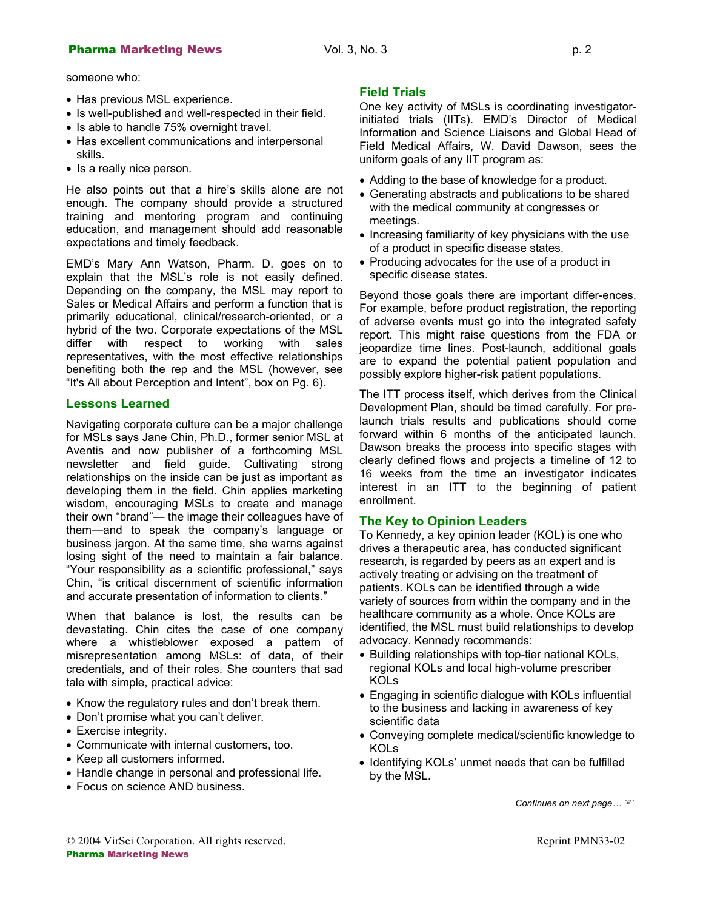someone who:

- Has previous MSL experience.
- Is well-published and well-respected in their field.
- Is able to handle 75% overnight travel.
- Has excellent communications and interpersonal skills.
- Is a really nice person.

He also points out that a hire's skills alone are not enough. The company should provide a structured training and mentoring program and continuing education, and management should add reasonable expectations and timely feedback.

EMD's Mary Ann Watson, Pharm. D. goes on to explain that the MSL's role is not easily defined. Depending on the company, the MSL may report to Sales or Medical Affairs and perform a function that is primarily educational, clinical/research-oriented, or a hybrid of the two. Corporate expectations of the MSL differ with respect to working with sales representatives, with the most effective relationships benefiting both the rep and the MSL (however, see "It's All about Perception and Intent", box on Pg. 6).

### Lessons Learned

Navigating corporate culture can be a major challenge for MSLs says Jane Chin, Ph.D., former senior MSL at Aventis and now publisher of a forthcoming MSL newsletter and field guide. Cultivating strong relationships on the inside can be just as important as developing them in the field. Chin applies marketing wisdom, encouraging MSLs to create and manage their own "brand"— the image their colleagues have of them—and to speak the company's language or business jargon. At the same time, she warns against losing sight of the need to maintain a fair balance. "Your responsibility as a scientific professional," says Chin, "is critical discernment of scientific information and accurate presentation of information to clients."

When that balance is lost, the results can be devastating. Chin cites the case of one company where a whistleblower exposed a pattern of misrepresentation among MSLs: of data, of their credentials, and of their roles. She counters that sad tale with simple, practical advice:

- Know the regulatory rules and don't break them.
- Don't promise what you can't deliver.
- Exercise integrity.
- Communicate with internal customers, too.
- Keep all customers informed.
- Handle change in personal and professional life.
- Focus on science AND business.

### Field Trials

One key activity of MSLs is coordinating investigator-initiated trials (IITs). EMD's Director of Medical Information and Science Liaisons and Global Head of Field Medical Affairs, W. David Dawson, sees the uniform goals of any IIT program as:

- Adding to the base of knowledge for a product.
- Generating abstracts and publications to be shared with the medical community at congresses or meetings.
- Increasing familiarity of key physicians with the use of a product in specific disease states.
- Producing advocates for the use of a product in specific disease states.

Beyond those goals there are important differ-ences. For example, before product registration, the reporting of adverse events must go into the integrated safety report. This might raise questions from the FDA or jeopardize time lines. Post-launch, additional goals are to expand the potential patient population and possibly explore higher-risk patient populations.

The ITT process itself, which derives from the Clinical Development Plan, should be timed carefully. For pre-launch trials results and publications should come forward within 6 months of the anticipated launch. Dawson breaks the process into specific stages with clearly defined flows and projects a timeline of 12 to 16 weeks from the time an investigator indicates interest in an ITT to the beginning of patient enrollment.

### The Key to Opinion Leaders

To Kennedy, a key opinion leader (KOL) is one who drives a therapeutic area, has conducted significant research, is regarded by peers as an expert and is actively treating or advising on the treatment of patients. KOLs can be identified through a wide variety of sources from within the company and in the healthcare community as a whole. Once KOLs are identified, the MSL must build relationships to develop advocacy. Kennedy recommends:

- Building relationships with top-tier national KOLs, regional KOLs and local high-volume prescriber KOLs
- Engaging in scientific dialogue with KOLs influential to the business and lacking in awareness of key scientific data
- Conveying complete medical/scientific knowledge to KOLs
- Identifying KOLs' unmet needs that can be fulfilled by the MSL.

*Continues on next page…*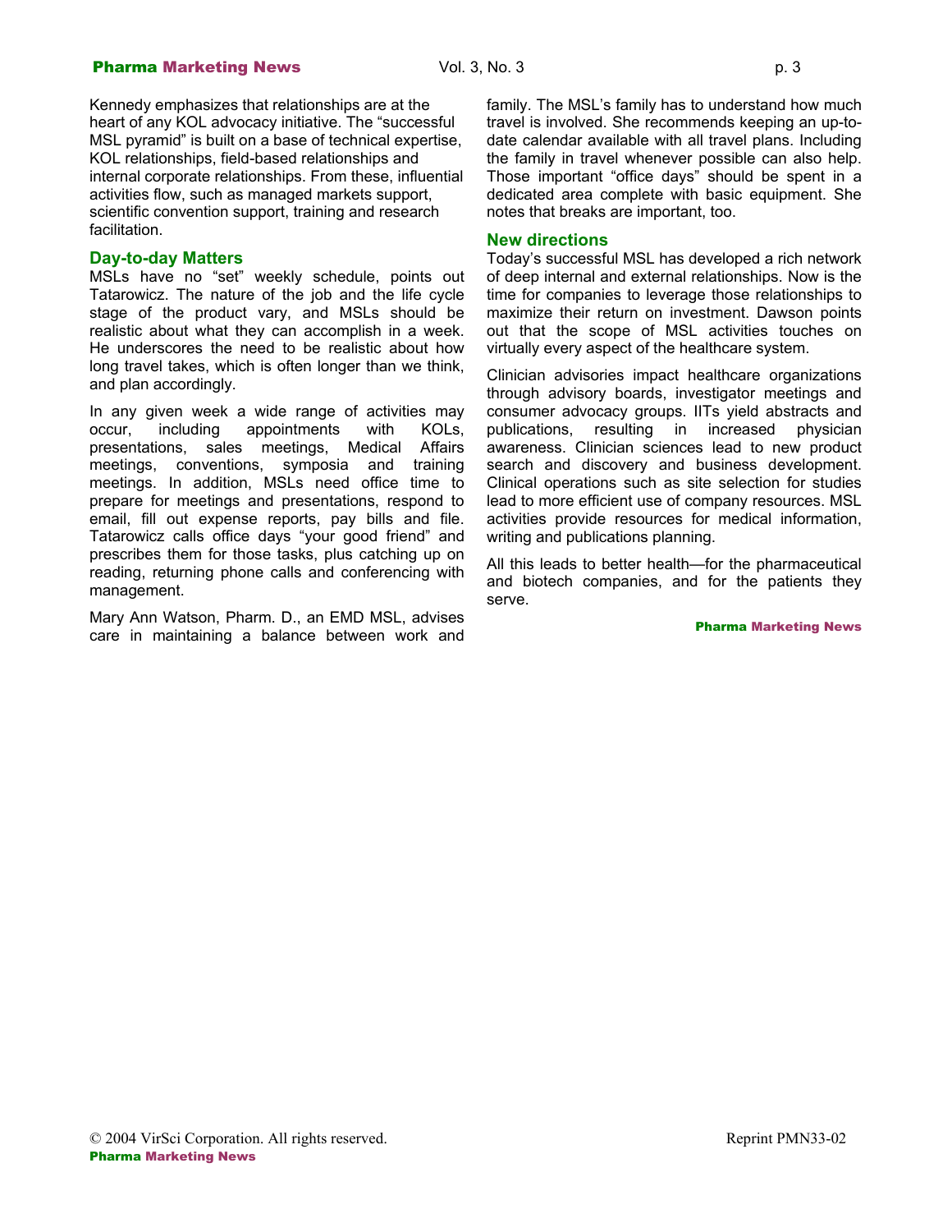Kennedy emphasizes that relationships are at the heart of any KOL advocacy initiative. The "successful MSL pyramid" is built on a base of technical expertise, KOL relationships, field-based relationships and internal corporate relationships. From these, influential activities flow, such as managed markets support, scientific convention support, training and research facilitation.

## Day-to-day Matters

MSLs have no "set" weekly schedule, points out Tatarowicz. The nature of the job and the life cycle stage of the product vary, and MSLs should be realistic about what they can accomplish in a week. He underscores the need to be realistic about how long travel takes, which is often longer than we think, and plan accordingly.

In any given week a wide range of activities may occur, including appointments with KOLs, presentations, sales meetings, Medical Affairs meetings, conventions, symposia and training meetings. In addition, MSLs need office time to prepare for meetings and presentations, respond to email, fill out expense reports, pay bills and file. Tatarowicz calls office days "your good friend" and prescribes them for those tasks, plus catching up on reading, returning phone calls and conferencing with management.

Mary Ann Watson, Pharm. D., an EMD MSL, advises care in maintaining a balance between work and family. The MSL's family has to understand how much travel is involved. She recommends keeping an up-to-date calendar available with all travel plans. Including the family in travel whenever possible can also help. Those important "office days" should be spent in a dedicated area complete with basic equipment. She notes that breaks are important, too.

## New directions

Today's successful MSL has developed a rich network of deep internal and external relationships. Now is the time for companies to leverage those relationships to maximize their return on investment. Dawson points out that the scope of MSL activities touches on virtually every aspect of the healthcare system.

Clinician advisories impact healthcare organizations through advisory boards, investigator meetings and consumer advocacy groups. IITs yield abstracts and publications, resulting in increased physician awareness. Clinician sciences lead to new product search and discovery and business development. Clinical operations such as site selection for studies lead to more efficient use of company resources. MSL activities provide resources for medical information, writing and publications planning.

All this leads to better health—for the pharmaceutical and biotech companies, and for the patients they serve.

**Pharma Marketing News**

© 2004 VirSci Corporation. All rights reserved. Reprint PMN33-02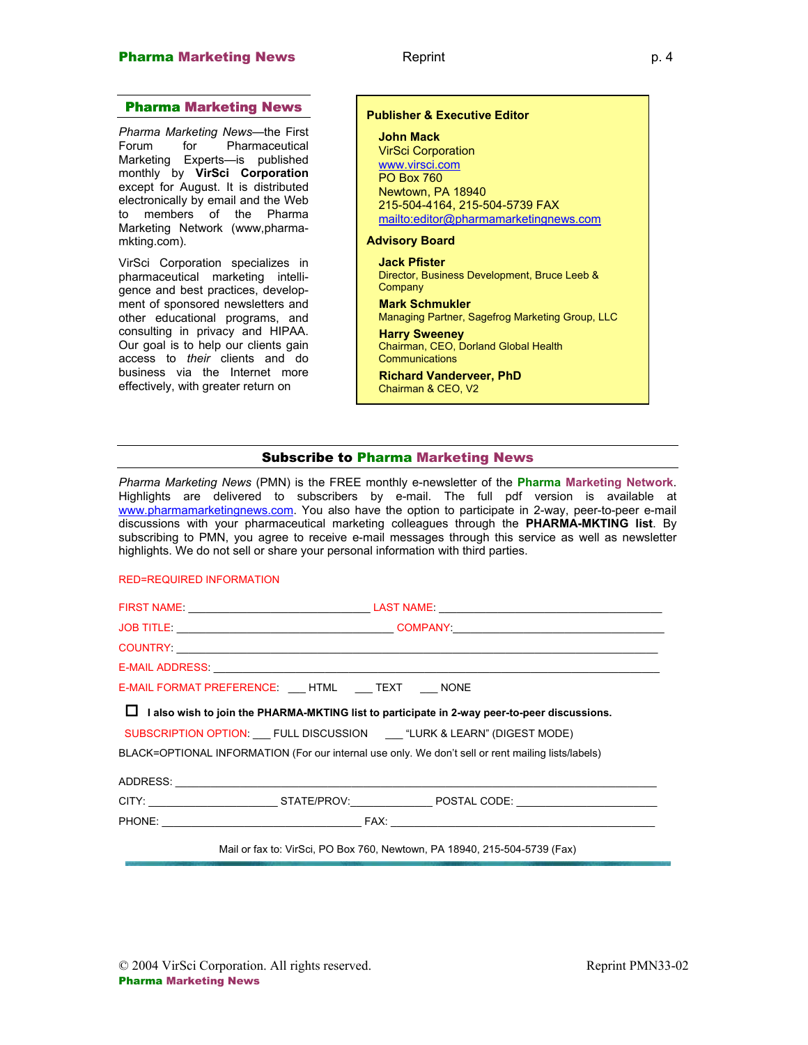## Pharma Marketing News

*Pharma Marketing News*—the First Forum for Pharmaceutical Marketing Experts—is published monthly by **VirSci Corporation** except for August. It is distributed electronically by email and the Web to members of the Pharma Marketing Network (www,pharma-mkting.com).

VirSci Corporation specializes in pharmaceutical marketing intelligence and best practices, development of sponsored newsletters and other educational programs, and consulting in privacy and HIPAA. Our goal is to help our clients gain access to *their* clients and do business via the Internet more effectively, with greater return on

**Publisher & Executive Editor**

**John Mack**
VirSci Corporation
www.virsci.com
PO Box 760
Newtown, PA 18940
215-504-4164, 215-504-5739 FAX
mailto:editor@pharmamarketingnews.com

**Advisory Board**

**Jack Pfister**
Director, Business Development, Bruce Leeb & Company

**Mark Schmukler**
Managing Partner, Sagefrog Marketing Group, LLC

**Harry Sweeney**
Chairman, CEO, Dorland Global Health Communications

**Richard Vanderveer, PhD**
Chairman & CEO, V2

## Subscribe to Pharma Marketing News

*Pharma Marketing News* (PMN) is the FREE monthly e-newsletter of the **Pharma Marketing Network**. Highlights are delivered to subscribers by e-mail. The full pdf version is available at www.pharmamarketingnews.com. You also have the option to participate in 2-way, peer-to-peer e-mail discussions with your pharmaceutical marketing colleagues through the **PHARMA-MKTING list**. By subscribing to PMN, you agree to receive e-mail messages through this service as well as newsletter highlights. We do not sell or share your personal information with third parties.

RED=REQUIRED INFORMATION

FIRST NAME: ______________________ LAST NAME: ______________________

JOB TITLE: ______________________ COMPANY: ______________________

COUNTRY: ______________________

E-MAIL ADDRESS: ______________________

E-MAIL FORMAT PREFERENCE: ___ HTML ___ TEXT ___ NONE

☐ **I also wish to join the PHARMA-MKTING list to participate in 2-way peer-to-peer discussions.**

SUBSCRIPTION OPTION: ___ FULL DISCUSSION ___ "LURK & LEARN" (DIGEST MODE)

BLACK=OPTIONAL INFORMATION (For our internal use only. We don't sell or rent mailing lists/labels)

ADDRESS: ______________________

CITY: ______________ STATE/PROV: ____________ POSTAL CODE: ______________

PHONE: ______________________ FAX: ______________________

Mail or fax to: VirSci, PO Box 760, Newtown, PA 18940, 215-504-5739 (Fax)

© 2004 VirSci Corporation. All rights reserved. Reprint PMN33-02